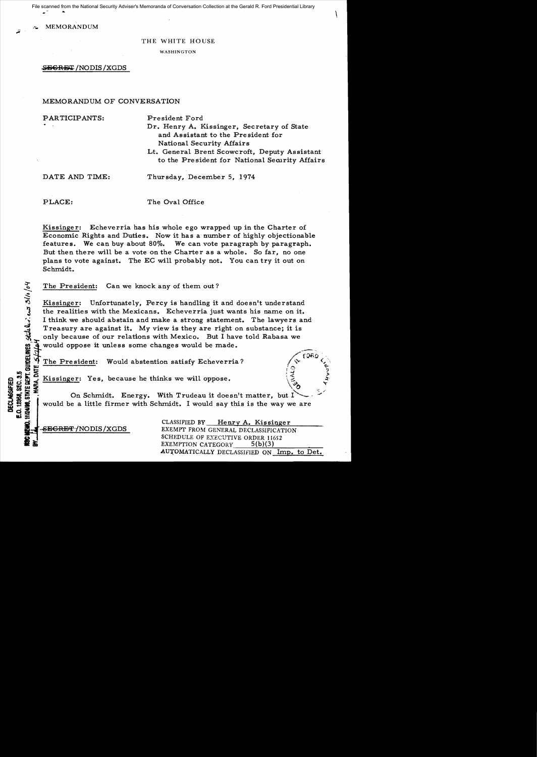File scanned from the National Security Adviser's Memoranda of Conversation Collection at the Gerald R. Ford Presidential Library

MEMORANDUM

THE WHITE HOUSE

WASHINGTON

~~SECRET~~/NODIS/XGDS

MEMORANDUM OF CONVERSATION

PARTICIPANTS:
President Ford
Dr. Henry A. Kissinger, Secretary of State and Assistant to the President for National Security Affairs
Lt. General Brent Scowcroft, Deputy Assistant to the President for National Security Affairs

DATE AND TIME: Thursday, December 5, 1974

PLACE: The Oval Office

DECLASSIFIED
E.O. 12958, SEC. 3.5
NSC MEMO, 11/24/98, STATE DEPT. GUIDELINES State Rev. 3/11/04
BY ___, NARA, DATE 5/7/04

Kissinger: Echeverria has his whole ego wrapped up in the Charter of Economic Rights and Duties. Now it has a number of highly objectionable features. We can buy about 80%. We can vote paragraph by paragraph. But then there will be a vote on the Charter as a whole. So far, no one plans to vote against. The EC will probably not. You can try it out on Schmidt.

The President: Can we knock any of them out?

Kissinger: Unfortunately, Percy is handling it and doesn't understand the realities with the Mexicans. Echeverria just wants his name on it. I think we should abstain and make a strong statement. The lawyers and Treasury are against it. My view is they are right on substance; it is only because of our relations with Mexico. But I have told Rabasa we would oppose it unless some changes would be made.

The President: Would abstention satisfy Echeverria?

Kissinger: Yes, because he thinks we will oppose.

On Schmidt. Energy. With Trudeau it doesn't matter, but I would be a little firmer with Schmidt. I would say this is the way we are

~~SECRET~~/NODIS/XGDS

CLASSIFIED BY Henry A. Kissinger
EXEMPT FROM GENERAL DECLASSIFICATION
SCHEDULE OF EXECUTIVE ORDER 11652
EXEMPTION CATEGORY 5(b)(3)
AUTOMATICALLY DECLASSIFIED ON Imp. to Det.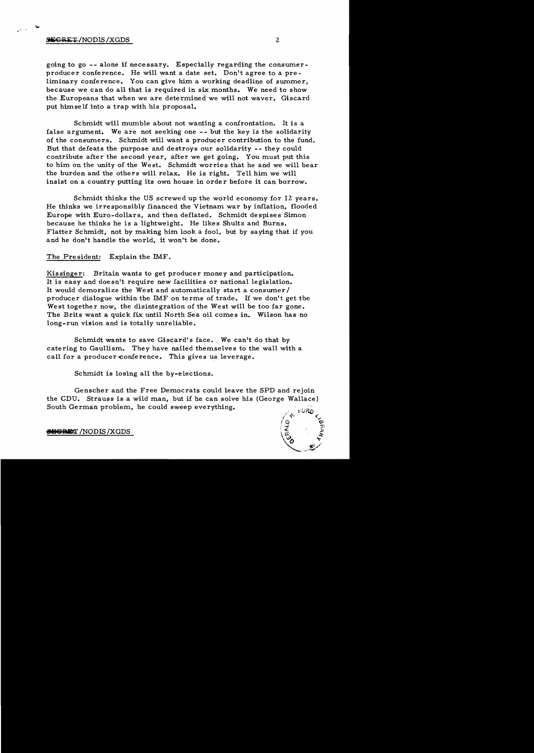going to go -- alone if necessary. Especially regarding the consumer-producer conference. He will want a date set. Don't agree to a preliminary conference. You can give him a working deadline of summer, because we can do all that is required in six months. We need to show the Europeans that when we are determined we will not waver. Giscard put himself into a trap with his proposal.

Schmidt will mumble about not wanting a confrontation. It is a false argument. We are not seeking one -- but the key is the solidarity of the consumers. Schmidt will want a producer contribution to the fund. But that defeats the purpose and destroys our solidarity -- they could contribute after the second year, after we get going. You must put this to him on the unity of the West. Schmidt worries that he and we will bear the burden and the others will relax. He is right. Tell him we will insist on a country putting its own house in order before it can borrow.

Schmidt thinks the US screwed up the world economy for 12 years. He thinks we irresponsibly financed the Vietnam war by inflation, flooded Europe with Euro-dollars, and then deflated. Schmidt despises Simon because he thinks he is a lightweight. He likes Shultz and Burns. Flatter Schmidt, not by making him look a fool, but by saying that if you and he don't handle the world, it won't be done.

The President: Explain the IMF.

Kissinger: Britain wants to get producer money and participation. It is easy and doesn't require new facilities or national legislation. It would demoralize the West and automatically start a consumer/producer dialogue within the IMF on terms of trade. If we don't get the West together now, the disintegration of the West will be too far gone. The Brits want a quick fix until North Sea oil comes in. Wilson has no long-run vision and is totally unreliable.

Schmidt wants to save Giscard's face. We can't do that by catering to Gaullism. They have nailed themselves to the wall with a call for a producer conference. This gives us leverage.

Schmidt is losing all the by-elections.

Genscher and the Free Democrats could leave the SPD and rejoin the CDU. Strauss is a wild man, but if he can solve his (George Wallace) South German problem, he could sweep everything.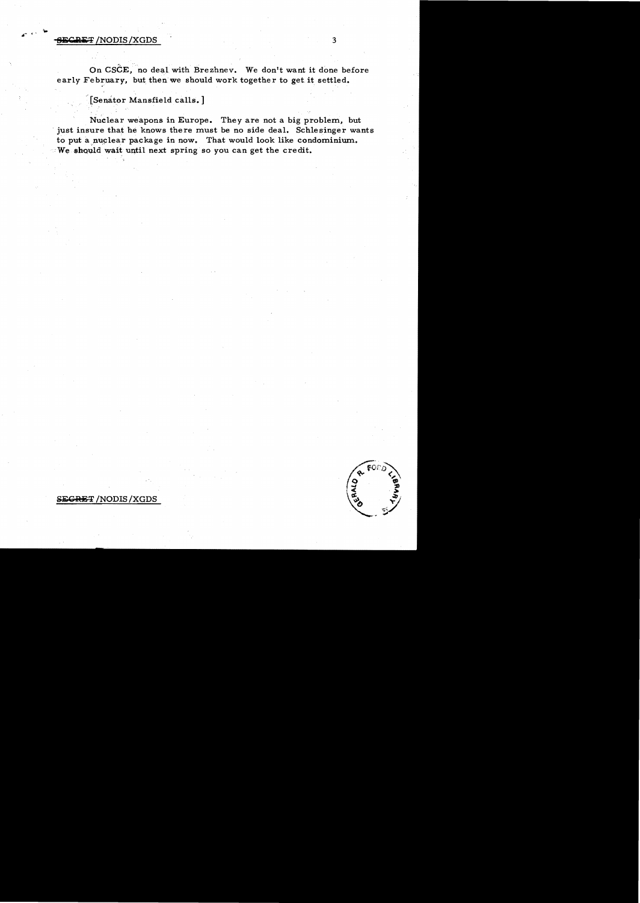SECRET/NODIS/XGDS

On CSCE, no deal with Brezhnev. We don't want it done before early February, but then we should work together to get it settled.

[Senator Mansfield calls.]

Nuclear weapons in Europe. They are not a big problem, but just insure that he knows there must be no side deal. Schlesinger wants to put a nuclear package in now. That would look like condominium. We should wait until next spring so you can get the credit.

SECRET/NODIS/XGDS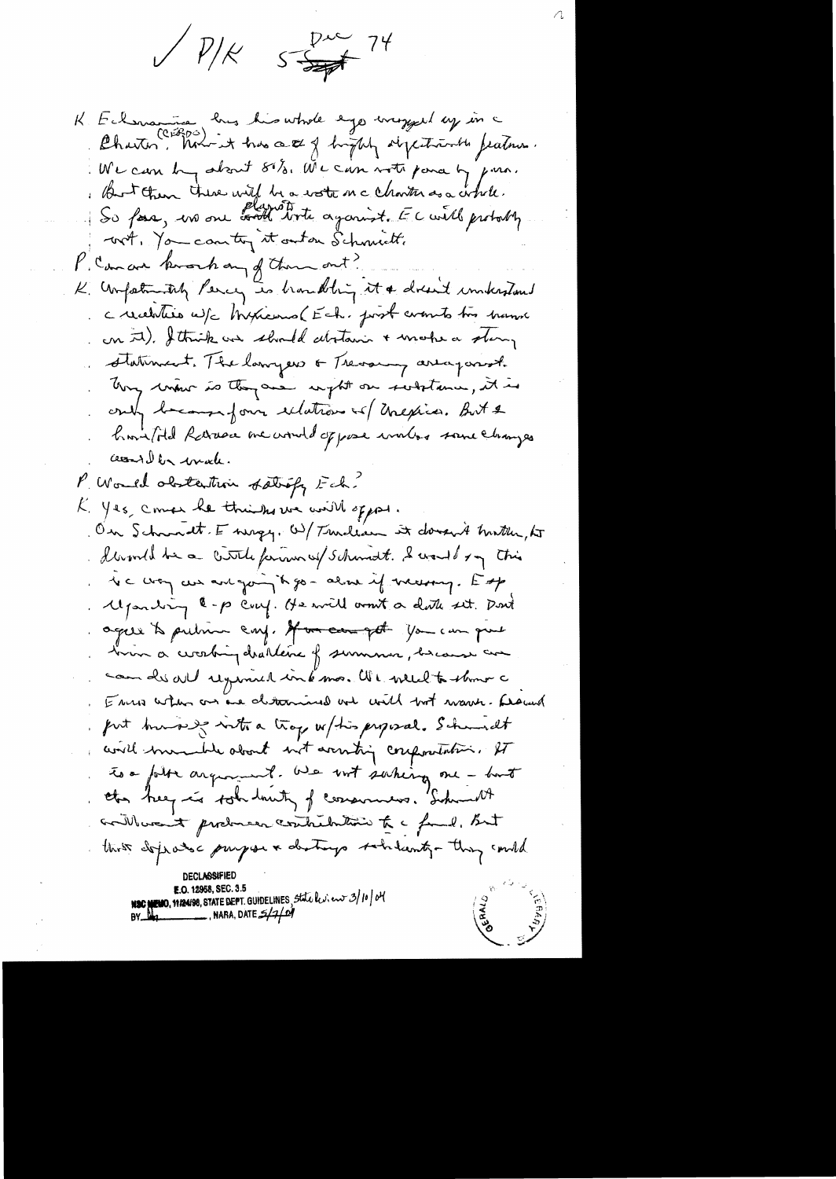✓ P/K 5 Dec 74

K. Echeverria has his whole ego wrapped up in the Charter. (CERDS) Now it has a lot of highly objectionable features. We can buy about 80%. We can vote para by para. But then there will be a vote on the Charter as a whole. So far, no one [?] would vote against. EC will probably vote. You can try it out on Schmidt.

P. Can we knock any of them out?

K. Unfortunately Percy is handling it & doesn't understand the relations w/ Mexicans (Ech. just wants his name on it). I think we should abstain & make a strong statement. The lawyers & Treasury are against. Ivy's view is they are right on substance, it is only because of our relations w/ Mexico. But I have told Rabasa we would oppose unless some changes could be made.

P. Would abstention satisfy Ech.?

K. Yes, course he thinks we will oppose.

On Schmidt. Energy. W/ Trudeau it doesn't matter, but it would be a little firmer w/ Schmidt. I would say this is the way we are going to go — alone if necessary. Expanding C-P Conf. He will want a date set. Don't agree to prelim conf. If you can get. You can give him a working deadline of summer, because we can do all required in 6 mos. We need to show the French where we are determined we will not waver. Giscard put himself into a trap w/ his proposal. Schmidt will mumble about not wanting confrontation. It is a false argument. We not seeking one — but the key is solidarity of consumers. Schmidt will want producer contributions to the fund. But those defeat purpose & destroys solidarity — they could

DECLASSIFIED
E.O. 12958, SEC. 3.5
NSC MEMO, 11/24/98, STATE DEPT. GUIDELINES State Review 3/10/04
BY [?] NARA, DATE 5/4/04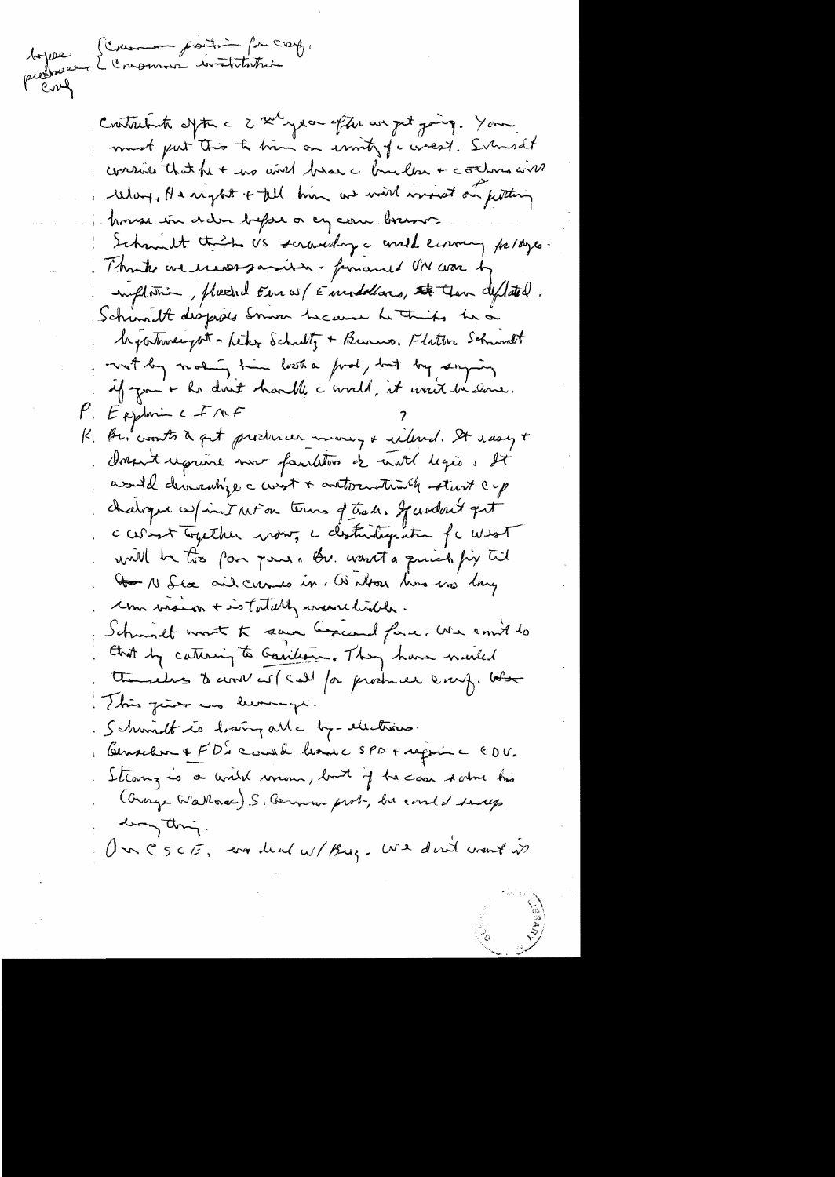Improve / preserve / cons[?]

[Common position for cong.
[Common institution

Contribute after the 2nd year after we got going. You must put this to him on unity of the West. Schmidt worries that he + we will bear the burden + others will delay. He's right + tell him we will insist on putting house in order before or as we come through.

Schmidt thinks US scrambling the world economy for 10 yrs. Thinks we messed around - financed VN war by inflation, flooded Euros w/ Eurodollars, then deflated.

Schmidt despises Simon because he thinks he a lightweight - likes Schultz + Burns. Flatter Schmidt not by making him look a fool, but by saying if you + he don't handle the world, it won't be done.

P. Explain the IMF

K. Br. wants to get producer money + oil end. It easy + doesn't require new facilities or new legis. It would demoralize the West + automatically start the dialogue w/ in IMF on terms of trade. If we don't get the West together now, the disintegration of the West will be too far gone. Br. want a quick fix til the N Sea oil comes in. Wilson has no long term vision + is totally unreliable.

Schmidt want to save Giscard face. We can't do that by catering to Gaullism. They have mixed themselves to world w/ call for producer conf. We

This gives no leverage.

Schmidt is losing all the by-elections.

Genscher + FDP could leave the SPD + rejoin the CDU.

Strauss is a wild man, but if he can solve his (George Wallace) S. German prob, he could sweep everything.

On CSCE, we deal w/ Brez. We don't want it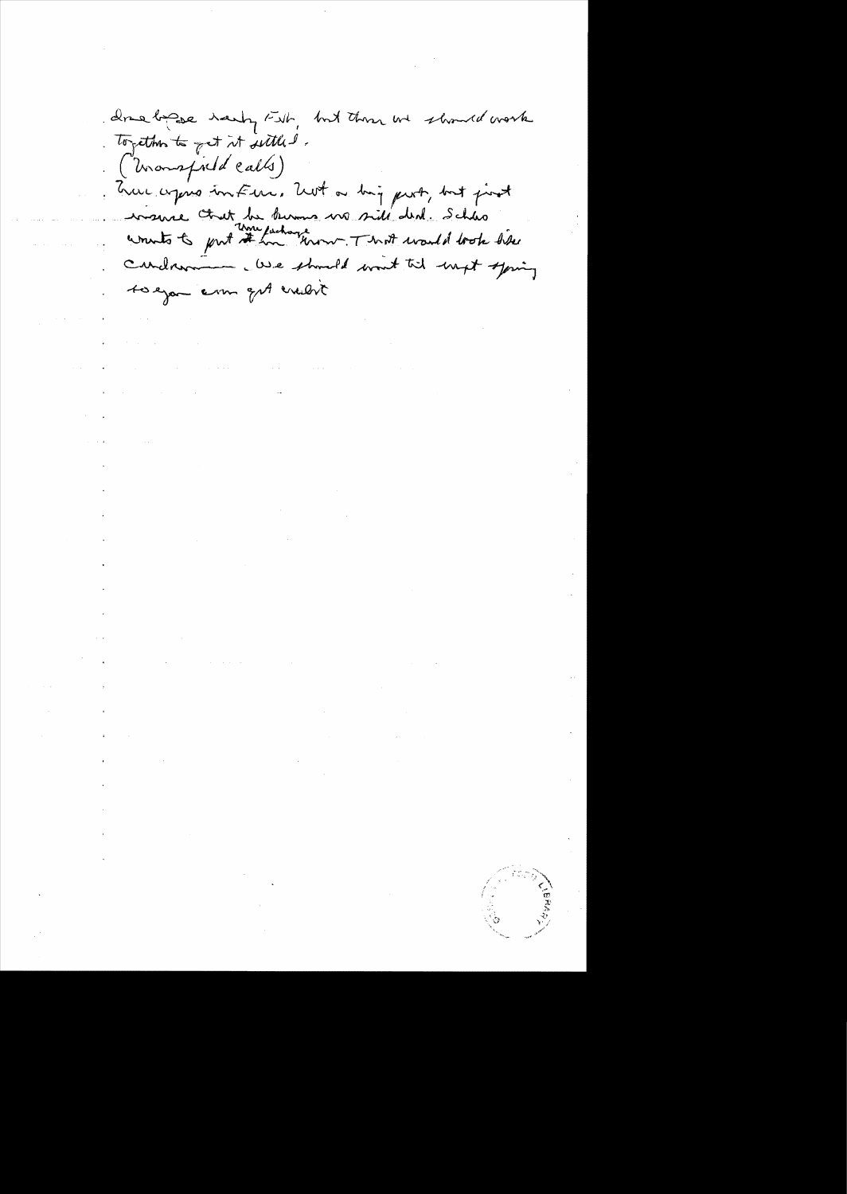done before early Feb, but then we should work together to get it settled.

(Mansfield calls)

Euro ... in Eur. Not a big part, but first insure that he burns no still deal. Schles wants to put ~~it~~ the package in now. That would look like ... We should wait till next spring so you can get credit